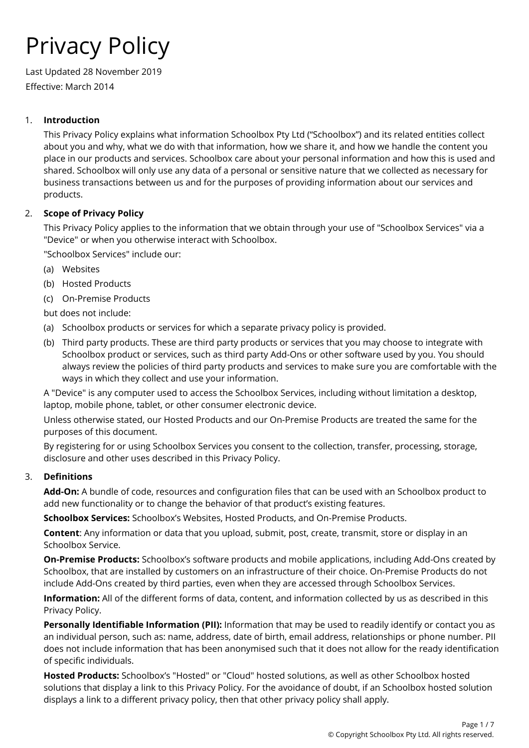# Privacy Policy

Last Updated 28 November 2019

Effective: March 2014

1. **Introduction**

   This Privacy Policy explains what information Schoolbox Pty Ltd ("Schoolbox") and its related entities collect about you and why, what we do with that information, how we share it, and how we handle the content you place in our products and services. Schoolbox care about your personal information and how this is used and shared. Schoolbox will only use any data of a personal or sensitive nature that we collected as necessary for business transactions between us and for the purposes of providing information about our services and products.

2. **Scope of Privacy Policy**

   This Privacy Policy applies to the information that we obtain through your use of "Schoolbox Services" via a "Device" or when you otherwise interact with Schoolbox.

   "Schoolbox Services" include our:

   (a) Websites

   (b) Hosted Products

   (c) On-Premise Products

   but does not include:

   (a) Schoolbox products or services for which a separate privacy policy is provided.

   (b) Third party products. These are third party products or services that you may choose to integrate with Schoolbox product or services, such as third party Add-Ons or other software used by you. You should always review the policies of third party products and services to make sure you are comfortable with the ways in which they collect and use your information.

   A "Device" is any computer used to access the Schoolbox Services, including without limitation a desktop, laptop, mobile phone, tablet, or other consumer electronic device.

   Unless otherwise stated, our Hosted Products and our On-Premise Products are treated the same for the purposes of this document.

   By registering for or using Schoolbox Services you consent to the collection, transfer, processing, storage, disclosure and other uses described in this Privacy Policy.

3. **Definitions**

   **Add-On:** A bundle of code, resources and configuration files that can be used with an Schoolbox product to add new functionality or to change the behavior of that product's existing features.

   **Schoolbox Services:** Schoolbox's Websites, Hosted Products, and On-Premise Products.

   **Content**: Any information or data that you upload, submit, post, create, transmit, store or display in an Schoolbox Service.

   **On-Premise Products:** Schoolbox's software products and mobile applications, including Add-Ons created by Schoolbox, that are installed by customers on an infrastructure of their choice. On-Premise Products do not include Add-Ons created by third parties, even when they are accessed through Schoolbox Services.

   **Information:** All of the different forms of data, content, and information collected by us as described in this Privacy Policy.

   **Personally Identifiable Information (PII):** Information that may be used to readily identify or contact you as an individual person, such as: name, address, date of birth, email address, relationships or phone number. PII does not include information that has been anonymised such that it does not allow for the ready identification of specific individuals.

   **Hosted Products:** Schoolbox's "Hosted" or "Cloud" hosted solutions, as well as other Schoolbox hosted solutions that display a link to this Privacy Policy. For the avoidance of doubt, if an Schoolbox hosted solution displays a link to a different privacy policy, then that other privacy policy shall apply.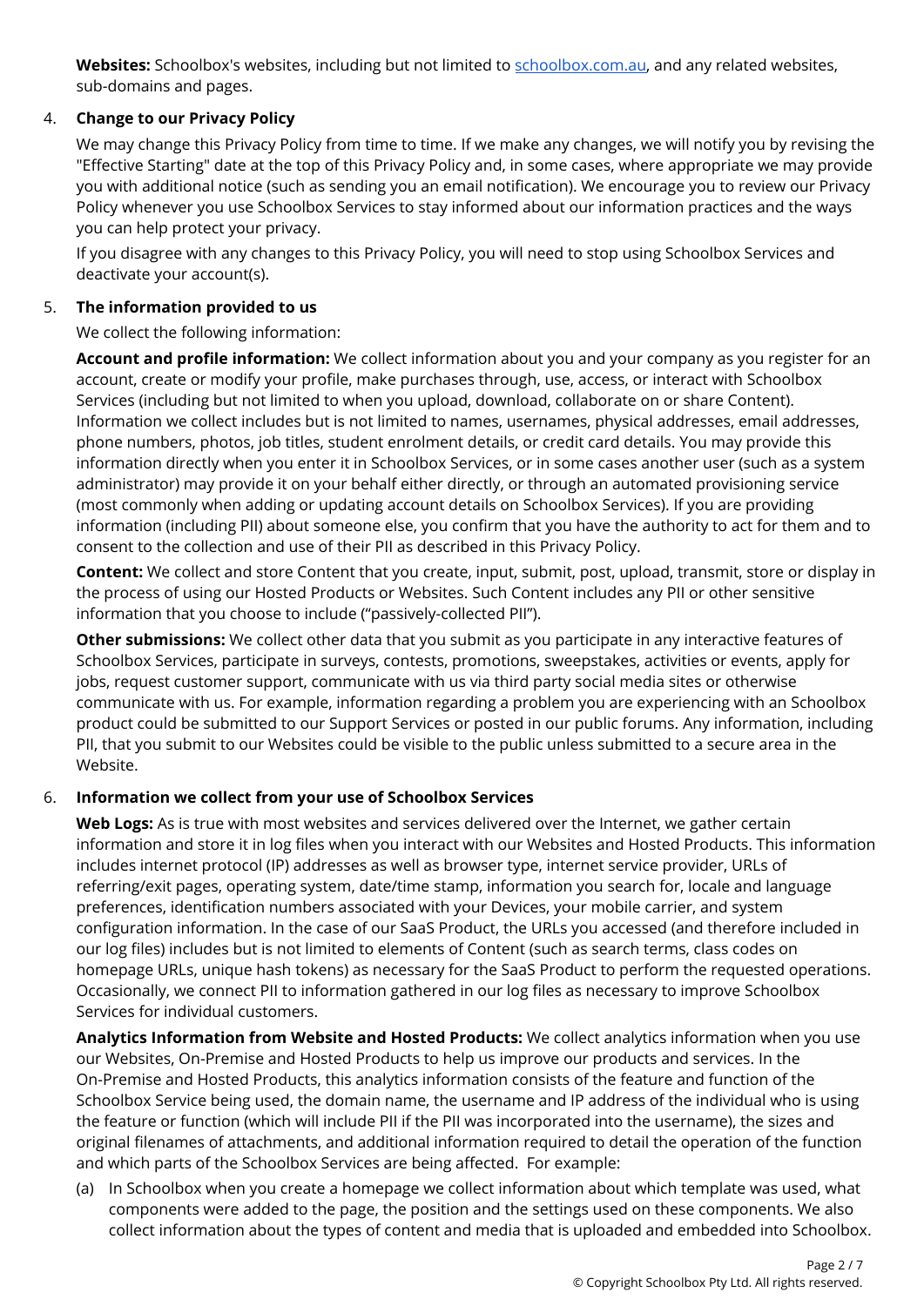**Websites:** Schoolbox's websites, including but not limited to [schoolbox.com.au](schoolbox.com.au), and any related websites, sub-domains and pages.

4. **Change to our Privacy Policy**

We may change this Privacy Policy from time to time. If we make any changes, we will notify you by revising the "Effective Starting" date at the top of this Privacy Policy and, in some cases, where appropriate we may provide you with additional notice (such as sending you an email notification). We encourage you to review our Privacy Policy whenever you use Schoolbox Services to stay informed about our information practices and the ways you can help protect your privacy.

If you disagree with any changes to this Privacy Policy, you will need to stop using Schoolbox Services and deactivate your account(s).

5. **The information provided to us**

We collect the following information:

**Account and profile information:** We collect information about you and your company as you register for an account, create or modify your profile, make purchases through, use, access, or interact with Schoolbox Services (including but not limited to when you upload, download, collaborate on or share Content). Information we collect includes but is not limited to names, usernames, physical addresses, email addresses, phone numbers, photos, job titles, student enrolment details, or credit card details. You may provide this information directly when you enter it in Schoolbox Services, or in some cases another user (such as a system administrator) may provide it on your behalf either directly, or through an automated provisioning service (most commonly when adding or updating account details on Schoolbox Services). If you are providing information (including PII) about someone else, you confirm that you have the authority to act for them and to consent to the collection and use of their PII as described in this Privacy Policy.

**Content:** We collect and store Content that you create, input, submit, post, upload, transmit, store or display in the process of using our Hosted Products or Websites. Such Content includes any PII or other sensitive information that you choose to include ("passively-collected PII").

**Other submissions:** We collect other data that you submit as you participate in any interactive features of Schoolbox Services, participate in surveys, contests, promotions, sweepstakes, activities or events, apply for jobs, request customer support, communicate with us via third party social media sites or otherwise communicate with us. For example, information regarding a problem you are experiencing with an Schoolbox product could be submitted to our Support Services or posted in our public forums. Any information, including PII, that you submit to our Websites could be visible to the public unless submitted to a secure area in the Website.

6. **Information we collect from your use of Schoolbox Services**

**Web Logs:** As is true with most websites and services delivered over the Internet, we gather certain information and store it in log files when you interact with our Websites and Hosted Products. This information includes internet protocol (IP) addresses as well as browser type, internet service provider, URLs of referring/exit pages, operating system, date/time stamp, information you search for, locale and language preferences, identification numbers associated with your Devices, your mobile carrier, and system configuration information. In the case of our SaaS Product, the URLs you accessed (and therefore included in our log files) includes but is not limited to elements of Content (such as search terms, class codes on homepage URLs, unique hash tokens) as necessary for the SaaS Product to perform the requested operations. Occasionally, we connect PII to information gathered in our log files as necessary to improve Schoolbox Services for individual customers.

**Analytics Information from Website and Hosted Products:** We collect analytics information when you use our Websites, On-Premise and Hosted Products to help us improve our products and services. In the On-Premise and Hosted Products, this analytics information consists of the feature and function of the Schoolbox Service being used, the domain name, the username and IP address of the individual who is using the feature or function (which will include PII if the PII was incorporated into the username), the sizes and original filenames of attachments, and additional information required to detail the operation of the function and which parts of the Schoolbox Services are being affected. For example:

(a) In Schoolbox when you create a homepage we collect information about which template was used, what components were added to the page, the position and the settings used on these components. We also collect information about the types of content and media that is uploaded and embedded into Schoolbox.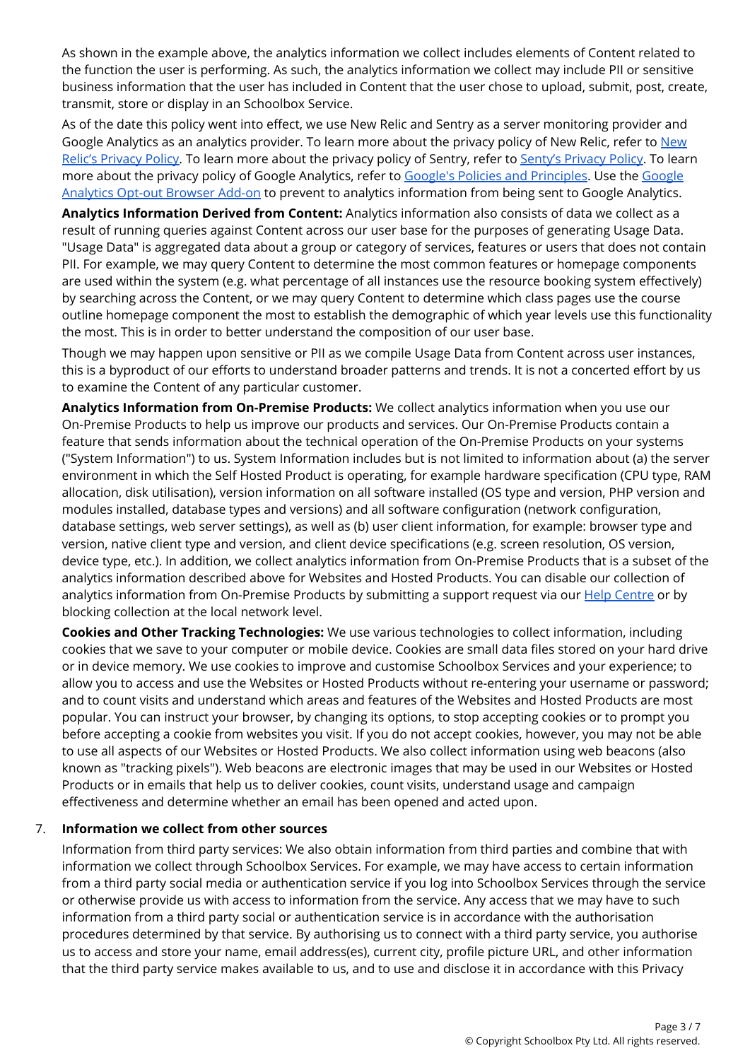As shown in the example above, the analytics information we collect includes elements of Content related to the function the user is performing. As such, the analytics information we collect may include PII or sensitive business information that the user has included in Content that the user chose to upload, submit, post, create, transmit, store or display in an Schoolbox Service.

As of the date this policy went into effect, we use New Relic and Sentry as a server monitoring provider and Google Analytics as an analytics provider. To learn more about the privacy policy of New Relic, refer to New Relic's Privacy Policy. To learn more about the privacy policy of Sentry, refer to Senty's Privacy Policy. To learn more about the privacy policy of Google Analytics, refer to Google's Policies and Principles. Use the Google Analytics Opt-out Browser Add-on to prevent to analytics information from being sent to Google Analytics.

**Analytics Information Derived from Content:** Analytics information also consists of data we collect as a result of running queries against Content across our user base for the purposes of generating Usage Data. "Usage Data" is aggregated data about a group or category of services, features or users that does not contain PII. For example, we may query Content to determine the most common features or homepage components are used within the system (e.g. what percentage of all instances use the resource booking system effectively) by searching across the Content, or we may query Content to determine which class pages use the course outline homepage component the most to establish the demographic of which year levels use this functionality the most. This is in order to better understand the composition of our user base.

Though we may happen upon sensitive or PII as we compile Usage Data from Content across user instances, this is a byproduct of our efforts to understand broader patterns and trends. It is not a concerted effort by us to examine the Content of any particular customer.

**Analytics Information from On-Premise Products:** We collect analytics information when you use our On-Premise Products to help us improve our products and services. Our On-Premise Products contain a feature that sends information about the technical operation of the On-Premise Products on your systems ("System Information") to us. System Information includes but is not limited to information about (a) the server environment in which the Self Hosted Product is operating, for example hardware specification (CPU type, RAM allocation, disk utilisation), version information on all software installed (OS type and version, PHP version and modules installed, database types and versions) and all software configuration (network configuration, database settings, web server settings), as well as (b) user client information, for example: browser type and version, native client type and version, and client device specifications (e.g. screen resolution, OS version, device type, etc.). In addition, we collect analytics information from On-Premise Products that is a subset of the analytics information described above for Websites and Hosted Products. You can disable our collection of analytics information from On-Premise Products by submitting a support request via our Help Centre or by blocking collection at the local network level.

**Cookies and Other Tracking Technologies:** We use various technologies to collect information, including cookies that we save to your computer or mobile device. Cookies are small data files stored on your hard drive or in device memory. We use cookies to improve and customise Schoolbox Services and your experience; to allow you to access and use the Websites or Hosted Products without re-entering your username or password; and to count visits and understand which areas and features of the Websites and Hosted Products are most popular. You can instruct your browser, by changing its options, to stop accepting cookies or to prompt you before accepting a cookie from websites you visit. If you do not accept cookies, however, you may not be able to use all aspects of our Websites or Hosted Products. We also collect information using web beacons (also known as "tracking pixels"). Web beacons are electronic images that may be used in our Websites or Hosted Products or in emails that help us to deliver cookies, count visits, understand usage and campaign effectiveness and determine whether an email has been opened and acted upon.

7. **Information we collect from other sources**

   Information from third party services: We also obtain information from third parties and combine that with information we collect through Schoolbox Services. For example, we may have access to certain information from a third party social media or authentication service if you log into Schoolbox Services through the service or otherwise provide us with access to information from the service. Any access that we may have to such information from a third party social or authentication service is in accordance with the authorisation procedures determined by that service. By authorising us to connect with a third party service, you authorise us to access and store your name, email address(es), current city, profile picture URL, and other information that the third party service makes available to us, and to use and disclose it in accordance with this Privacy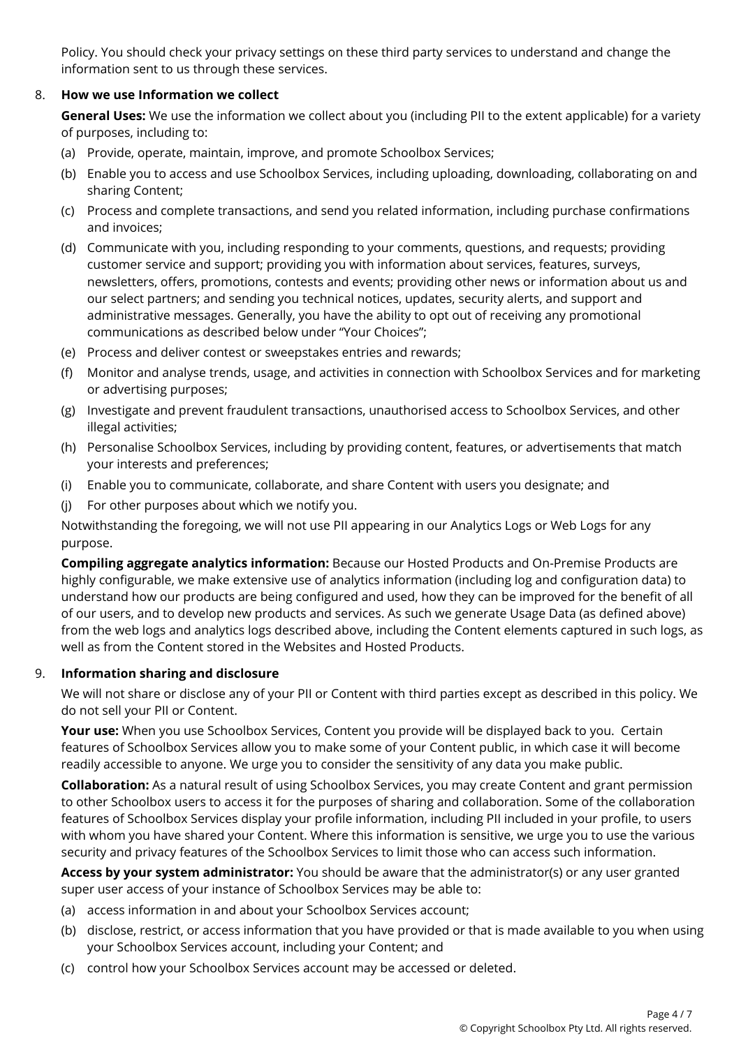Policy. You should check your privacy settings on these third party services to understand and change the information sent to us through these services.

## 8. How we use Information we collect

**General Uses:** We use the information we collect about you (including PII to the extent applicable) for a variety of purposes, including to:

(a) Provide, operate, maintain, improve, and promote Schoolbox Services;

(b) Enable you to access and use Schoolbox Services, including uploading, downloading, collaborating on and sharing Content;

(c) Process and complete transactions, and send you related information, including purchase confirmations and invoices;

(d) Communicate with you, including responding to your comments, questions, and requests; providing customer service and support; providing you with information about services, features, surveys, newsletters, offers, promotions, contests and events; providing other news or information about us and our select partners; and sending you technical notices, updates, security alerts, and support and administrative messages. Generally, you have the ability to opt out of receiving any promotional communications as described below under "Your Choices";

(e) Process and deliver contest or sweepstakes entries and rewards;

(f) Monitor and analyse trends, usage, and activities in connection with Schoolbox Services and for marketing or advertising purposes;

(g) Investigate and prevent fraudulent transactions, unauthorised access to Schoolbox Services, and other illegal activities;

(h) Personalise Schoolbox Services, including by providing content, features, or advertisements that match your interests and preferences;

(i) Enable you to communicate, collaborate, and share Content with users you designate; and

(j) For other purposes about which we notify you.

Notwithstanding the foregoing, we will not use PII appearing in our Analytics Logs or Web Logs for any purpose.

**Compiling aggregate analytics information:** Because our Hosted Products and On-Premise Products are highly configurable, we make extensive use of analytics information (including log and configuration data) to understand how our products are being configured and used, how they can be improved for the benefit of all of our users, and to develop new products and services. As such we generate Usage Data (as defined above) from the web logs and analytics logs described above, including the Content elements captured in such logs, as well as from the Content stored in the Websites and Hosted Products.

## 9. Information sharing and disclosure

We will not share or disclose any of your PII or Content with third parties except as described in this policy. We do not sell your PII or Content.

**Your use:** When you use Schoolbox Services, Content you provide will be displayed back to you. Certain features of Schoolbox Services allow you to make some of your Content public, in which case it will become readily accessible to anyone. We urge you to consider the sensitivity of any data you make public.

**Collaboration:** As a natural result of using Schoolbox Services, you may create Content and grant permission to other Schoolbox users to access it for the purposes of sharing and collaboration. Some of the collaboration features of Schoolbox Services display your profile information, including PII included in your profile, to users with whom you have shared your Content. Where this information is sensitive, we urge you to use the various security and privacy features of the Schoolbox Services to limit those who can access such information.

**Access by your system administrator:** You should be aware that the administrator(s) or any user granted super user access of your instance of Schoolbox Services may be able to:

(a) access information in and about your Schoolbox Services account;

(b) disclose, restrict, or access information that you have provided or that is made available to you when using your Schoolbox Services account, including your Content; and

(c) control how your Schoolbox Services account may be accessed or deleted.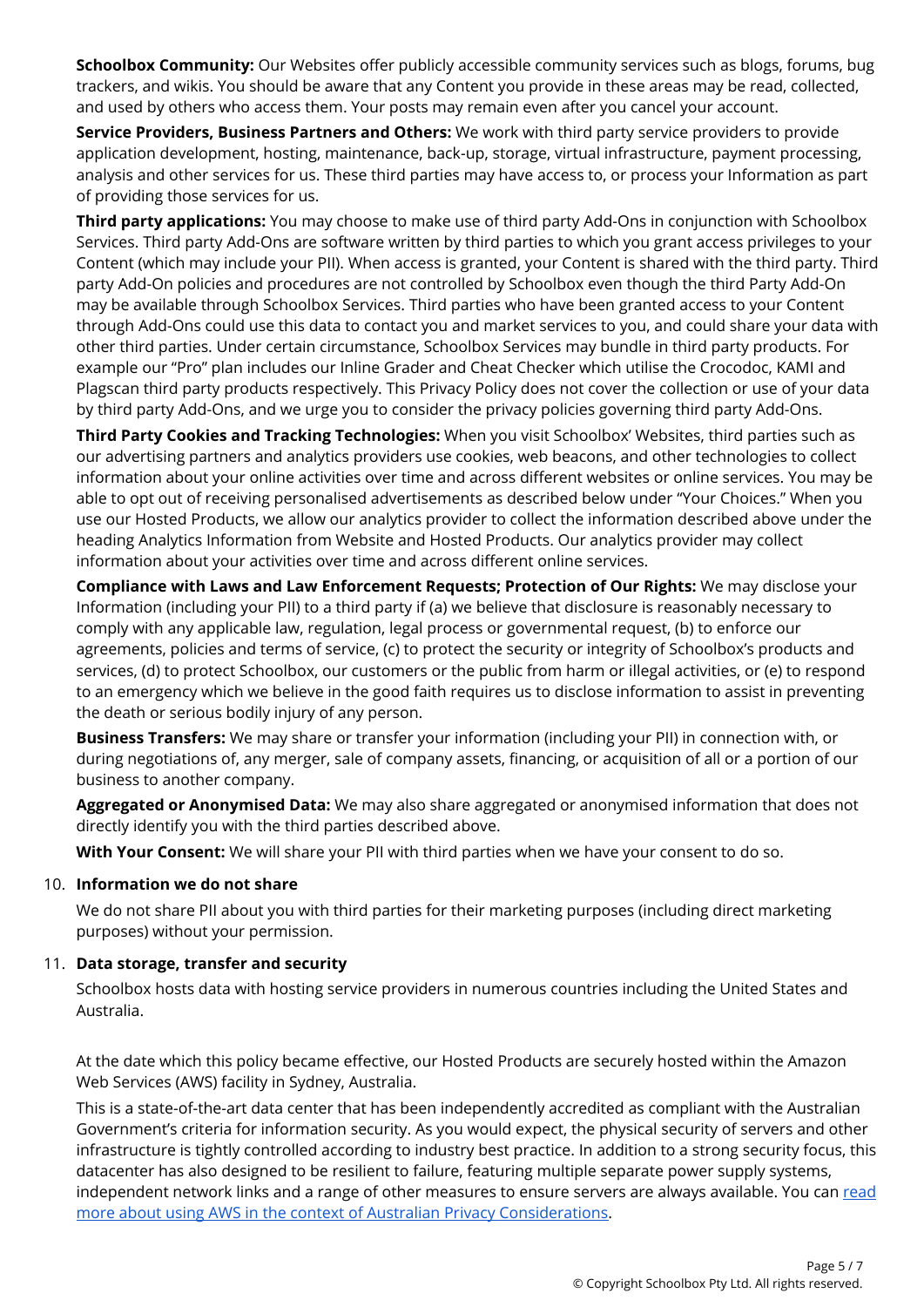**Schoolbox Community:** Our Websites offer publicly accessible community services such as blogs, forums, bug trackers, and wikis. You should be aware that any Content you provide in these areas may be read, collected, and used by others who access them. Your posts may remain even after you cancel your account.

**Service Providers, Business Partners and Others:** We work with third party service providers to provide application development, hosting, maintenance, back-up, storage, virtual infrastructure, payment processing, analysis and other services for us. These third parties may have access to, or process your Information as part of providing those services for us.

**Third party applications:** You may choose to make use of third party Add-Ons in conjunction with Schoolbox Services. Third party Add-Ons are software written by third parties to which you grant access privileges to your Content (which may include your PII). When access is granted, your Content is shared with the third party. Third party Add-On policies and procedures are not controlled by Schoolbox even though the third Party Add-On may be available through Schoolbox Services. Third parties who have been granted access to your Content through Add-Ons could use this data to contact you and market services to you, and could share your data with other third parties. Under certain circumstance, Schoolbox Services may bundle in third party products. For example our "Pro" plan includes our Inline Grader and Cheat Checker which utilise the Crocodoc, KAMI and Plagscan third party products respectively. This Privacy Policy does not cover the collection or use of your data by third party Add-Ons, and we urge you to consider the privacy policies governing third party Add-Ons.

**Third Party Cookies and Tracking Technologies:** When you visit Schoolbox' Websites, third parties such as our advertising partners and analytics providers use cookies, web beacons, and other technologies to collect information about your online activities over time and across different websites or online services. You may be able to opt out of receiving personalised advertisements as described below under "Your Choices." When you use our Hosted Products, we allow our analytics provider to collect the information described above under the heading Analytics Information from Website and Hosted Products. Our analytics provider may collect information about your activities over time and across different online services.

**Compliance with Laws and Law Enforcement Requests; Protection of Our Rights:** We may disclose your Information (including your PII) to a third party if (a) we believe that disclosure is reasonably necessary to comply with any applicable law, regulation, legal process or governmental request, (b) to enforce our agreements, policies and terms of service, (c) to protect the security or integrity of Schoolbox's products and services, (d) to protect Schoolbox, our customers or the public from harm or illegal activities, or (e) to respond to an emergency which we believe in the good faith requires us to disclose information to assist in preventing the death or serious bodily injury of any person.

**Business Transfers:** We may share or transfer your information (including your PII) in connection with, or during negotiations of, any merger, sale of company assets, financing, or acquisition of all or a portion of our business to another company.

**Aggregated or Anonymised Data:** We may also share aggregated or anonymised information that does not directly identify you with the third parties described above.

**With Your Consent:** We will share your PII with third parties when we have your consent to do so.

10. **Information we do not share**

    We do not share PII about you with third parties for their marketing purposes (including direct marketing purposes) without your permission.

11. **Data storage, transfer and security**

    Schoolbox hosts data with hosting service providers in numerous countries including the United States and Australia.

    At the date which this policy became effective, our Hosted Products are securely hosted within the Amazon Web Services (AWS) facility in Sydney, Australia.

    This is a state-of-the-art data center that has been independently accredited as compliant with the Australian Government's criteria for information security. As you would expect, the physical security of servers and other infrastructure is tightly controlled according to industry best practice. In addition to a strong security focus, this datacenter has also designed to be resilient to failure, featuring multiple separate power supply systems, independent network links and a range of other measures to ensure servers are always available. You can read more about using AWS in the context of Australian Privacy Considerations.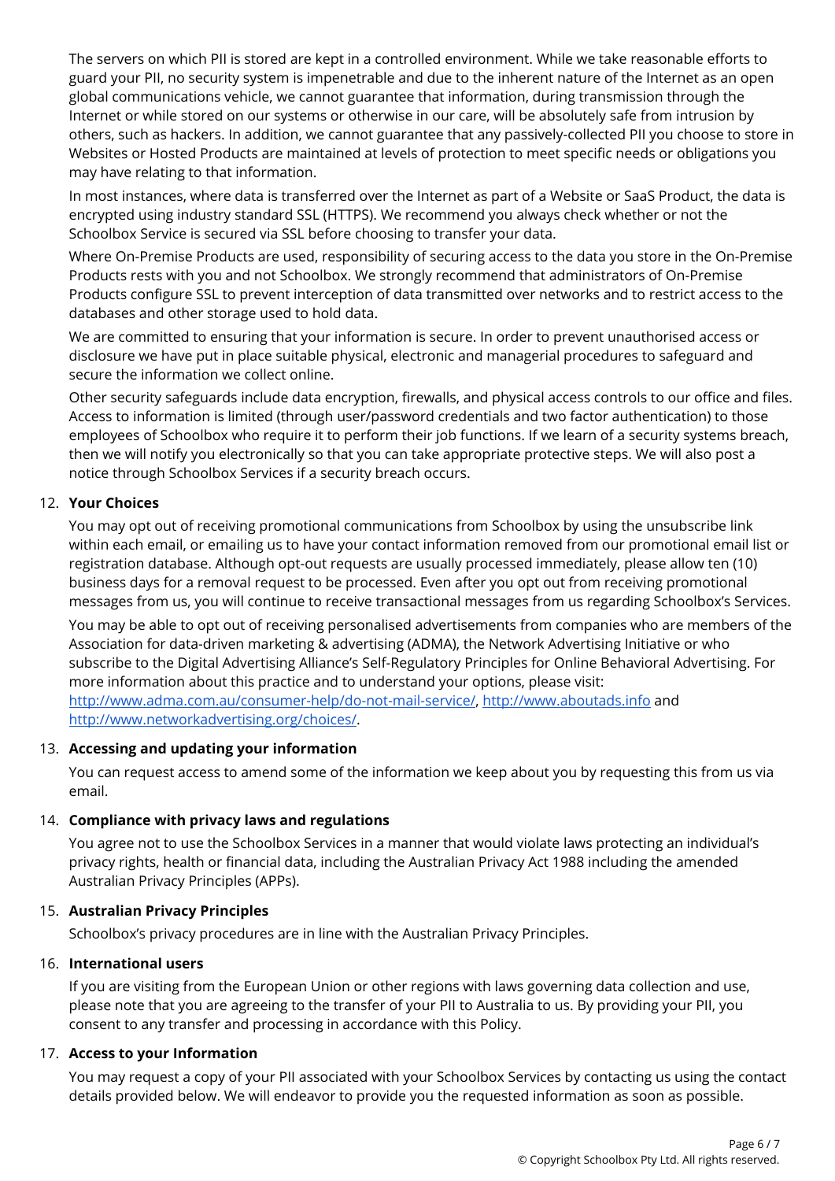The servers on which PII is stored are kept in a controlled environment. While we take reasonable efforts to guard your PII, no security system is impenetrable and due to the inherent nature of the Internet as an open global communications vehicle, we cannot guarantee that information, during transmission through the Internet or while stored on our systems or otherwise in our care, will be absolutely safe from intrusion by others, such as hackers. In addition, we cannot guarantee that any passively-collected PII you choose to store in Websites or Hosted Products are maintained at levels of protection to meet specific needs or obligations you may have relating to that information.

In most instances, where data is transferred over the Internet as part of a Website or SaaS Product, the data is encrypted using industry standard SSL (HTTPS). We recommend you always check whether or not the Schoolbox Service is secured via SSL before choosing to transfer your data.

Where On-Premise Products are used, responsibility of securing access to the data you store in the On-Premise Products rests with you and not Schoolbox. We strongly recommend that administrators of On-Premise Products configure SSL to prevent interception of data transmitted over networks and to restrict access to the databases and other storage used to hold data.

We are committed to ensuring that your information is secure. In order to prevent unauthorised access or disclosure we have put in place suitable physical, electronic and managerial procedures to safeguard and secure the information we collect online.

Other security safeguards include data encryption, firewalls, and physical access controls to our office and files. Access to information is limited (through user/password credentials and two factor authentication) to those employees of Schoolbox who require it to perform their job functions. If we learn of a security systems breach, then we will notify you electronically so that you can take appropriate protective steps. We will also post a notice through Schoolbox Services if a security breach occurs.

12. **Your Choices**

    You may opt out of receiving promotional communications from Schoolbox by using the unsubscribe link within each email, or emailing us to have your contact information removed from our promotional email list or registration database. Although opt-out requests are usually processed immediately, please allow ten (10) business days for a removal request to be processed. Even after you opt out from receiving promotional messages from us, you will continue to receive transactional messages from us regarding Schoolbox's Services.

    You may be able to opt out of receiving personalised advertisements from companies who are members of the Association for data-driven marketing & advertising (ADMA), the Network Advertising Initiative or who subscribe to the Digital Advertising Alliance's Self-Regulatory Principles for Online Behavioral Advertising. For more information about this practice and to understand your options, please visit: http://www.adma.com.au/consumer-help/do-not-mail-service/, http://www.aboutads.info and http://www.networkadvertising.org/choices/.

13. **Accessing and updating your information**

    You can request access to amend some of the information we keep about you by requesting this from us via email.

14. **Compliance with privacy laws and regulations**

    You agree not to use the Schoolbox Services in a manner that would violate laws protecting an individual's privacy rights, health or financial data, including the Australian Privacy Act 1988 including the amended Australian Privacy Principles (APPs).

15. **Australian Privacy Principles**

    Schoolbox's privacy procedures are in line with the Australian Privacy Principles.

16. **International users**

    If you are visiting from the European Union or other regions with laws governing data collection and use, please note that you are agreeing to the transfer of your PII to Australia to us. By providing your PII, you consent to any transfer and processing in accordance with this Policy.

17. **Access to your Information**

    You may request a copy of your PII associated with your Schoolbox Services by contacting us using the contact details provided below. We will endeavor to provide you the requested information as soon as possible.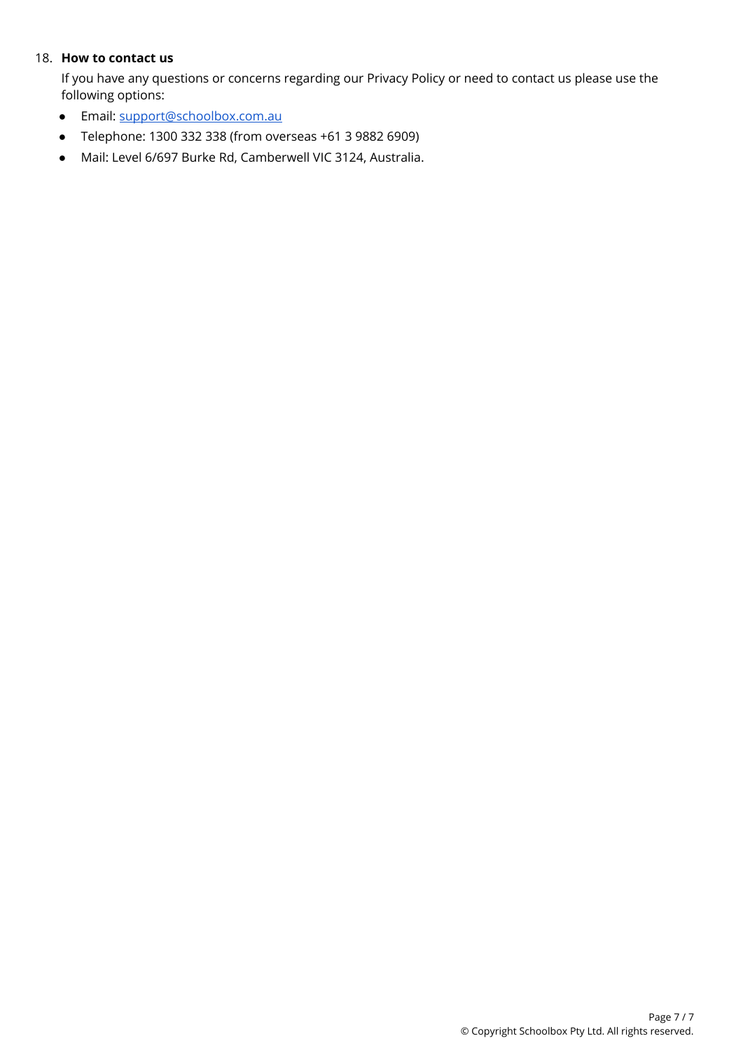18. **How to contact us**

    If you have any questions or concerns regarding our Privacy Policy or need to contact us please use the following options:

    - Email: [support@schoolbox.com.au](mailto:support@schoolbox.com.au)
    - Telephone: 1300 332 338 (from overseas +61 3 9882 6909)
    - Mail: Level 6/697 Burke Rd, Camberwell VIC 3124, Australia.